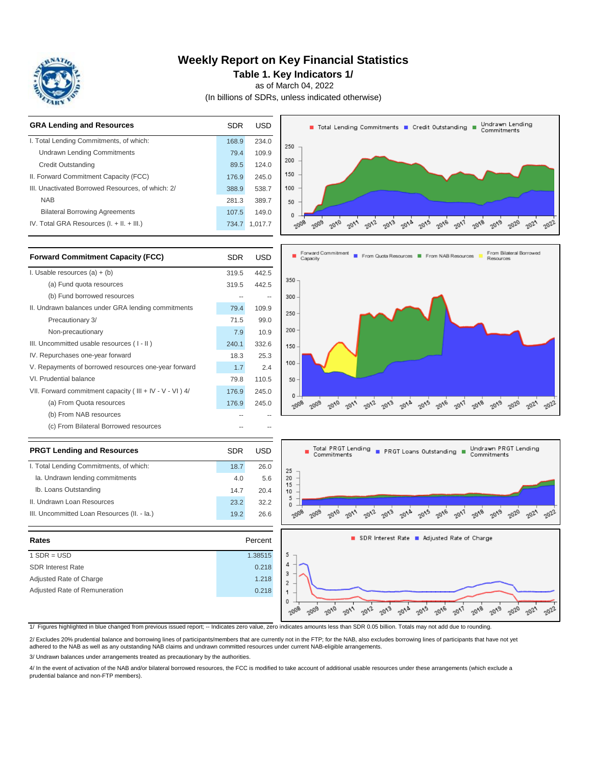# Weekly Report on Key Financial Statistics

## Table 1. Key Indicators 1/

as of March 04, 2022

(In billions of SDRs, unless indicated otherwise)

| GRA Lending and Resources | SDR | USD |
|---|---|---|
| I. Total Lending Commitments, of which: | 168.9 | 234.0 |
| Undrawn Lending Commitments | 79.4 | 109.9 |
| Credit Outstanding | 89.5 | 124.0 |
| II. Forward Commitment Capacity (FCC) | 176.9 | 245.0 |
| III. Unactivated Borrowed Resources, of which: 2/ | 388.9 | 538.7 |
| NAB | 281.3 | 389.7 |
| Bilateral Borrowing Agreements | 107.5 | 149.0 |
| IV. Total GRA Resources (I. + II. + III.) | 734.7 | 1,017.7 |

| Forward Commitment Capacity (FCC) | SDR | USD |
|---|---|---|
| I. Usable resources (a) + (b) | 319.5 | 442.5 |
| (a) Fund quota resources | 319.5 | 442.5 |
| (b) Fund borrowed resources | -- | -- |
| II. Undrawn balances under GRA lending commitments | 79.4 | 109.9 |
| Precautionary 3/ | 71.5 | 99.0 |
| Non-precautionary | 7.9 | 10.9 |
| III. Uncommitted usable resources ( I - II ) | 240.1 | 332.6 |
| IV. Repurchases one-year forward | 18.3 | 25.3 |
| V. Repayments of borrowed resources one-year forward | 1.7 | 2.4 |
| VI. Prudential balance | 79.8 | 110.5 |
| VII. Forward commitment capacity ( III + IV - V - VI ) 4/ | 176.9 | 245.0 |
| (a) From Quota resources | 176.9 | 245.0 |
| (b) From NAB resources | -- | -- |
| (c) From Bilateral Borrowed resources | -- | -- |

| PRGT Lending and Resources | SDR | USD |
|---|---|---|
| I. Total Lending Commitments, of which: | 18.7 | 26.0 |
| Ia. Undrawn lending commitments | 4.0 | 5.6 |
| Ib. Loans Outstanding | 14.7 | 20.4 |
| II. Undrawn Loan Resources | 23.2 | 32.2 |
| III. Uncommitted Loan Resources (II. - Ia.) | 19.2 | 26.6 |

| Rates | Percent |
|---|---|
| 1 SDR = USD | 1.38515 |
| SDR Interest Rate | 0.218 |
| Adjusted Rate of Charge | 1.218 |
| Adjusted Rate of Remuneration | 0.218 |

1/ Figures highlighted in blue changed from previous issued report; -- Indicates zero value, zero indicates amounts less than SDR 0.05 billion. Totals may not add due to rounding.

2/ Excludes 20% prudential balance and borrowing lines of participants/members that are currently not in the FTP; for the NAB, also excludes borrowing lines of participants that have not yet adhered to the NAB as well as any outstanding NAB claims and undrawn committed resources under current NAB-eligible arrangements.

3/ Undrawn balances under arrangements treated as precautionary by the authorities.

4/ In the event of activation of the NAB and/or bilateral borrowed resources, the FCC is modified to take account of additional usable resources under these arrangements (which exclude a prudential balance and non-FTP members).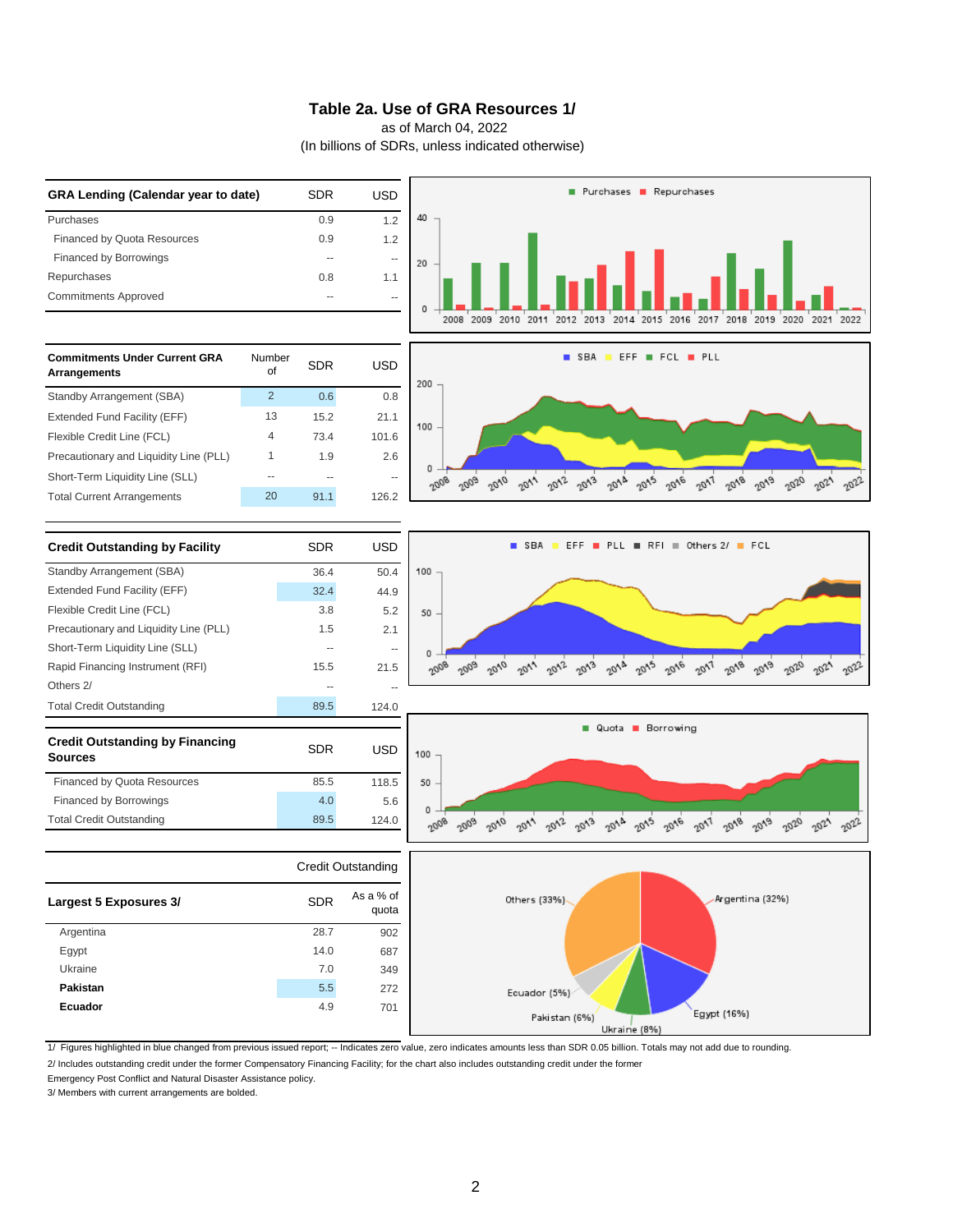# Table 2a. Use of GRA Resources 1/

as of March 04, 2022

(In billions of SDRs, unless indicated otherwise)

| GRA Lending (Calendar year to date) | SDR | USD |
|---|---|---|
| Purchases | 0.9 | 1.2 |
| Financed by Quota Resources | 0.9 | 1.2 |
| Financed by Borrowings | -- | -- |
| Repurchases | 0.8 | 1.1 |
| Commitments Approved | -- | -- |

| Commitments Under Current GRA Arrangements | Number of | SDR | USD |
|---|---|---|---|
| Standby Arrangement (SBA) | 2 | 0.6 | 0.8 |
| Extended Fund Facility (EFF) | 13 | 15.2 | 21.1 |
| Flexible Credit Line (FCL) | 4 | 73.4 | 101.6 |
| Precautionary and Liquidity Line (PLL) | 1 | 1.9 | 2.6 |
| Short-Term Liquidity Line (SLL) | -- | -- | -- |
| Total Current Arrangements | 20 | 91.1 | 126.2 |

| Credit Outstanding by Facility | SDR | USD |
|---|---|---|
| Standby Arrangement (SBA) | 36.4 | 50.4 |
| Extended Fund Facility (EFF) | 32.4 | 44.9 |
| Flexible Credit Line (FCL) | 3.8 | 5.2 |
| Precautionary and Liquidity Line (PLL) | 1.5 | 2.1 |
| Short-Term Liquidity Line (SLL) | -- | -- |
| Rapid Financing Instrument (RFI) | 15.5 | 21.5 |
| Others 2/ | -- | -- |
| Total Credit Outstanding | 89.5 | 124.0 |

| Credit Outstanding by Financing Sources | SDR | USD |
|---|---|---|
| Financed by Quota Resources | 85.5 | 118.5 |
| Financed by Borrowings | 4.0 | 5.6 |
| Total Credit Outstanding | 89.5 | 124.0 |

| | Credit Outstanding | |
|---|---|---|
| Largest 5 Exposures 3/ | SDR | As a % of quota |
| Argentina | 28.7 | 902 |
| Egypt | 14.0 | 687 |
| Ukraine | 7.0 | 349 |
| **Pakistan** | 5.5 | 272 |
| **Ecuador** | 4.9 | 701 |

1/ Figures highlighted in blue changed from previous issued report; -- Indicates zero value, zero indicates amounts less than SDR 0.05 billion. Totals may not add due to rounding.

2/ Includes outstanding credit under the former Compensatory Financing Facility; for the chart also includes outstanding credit under the former Emergency Post Conflict and Natural Disaster Assistance policy.

3/ Members with current arrangements are bolded.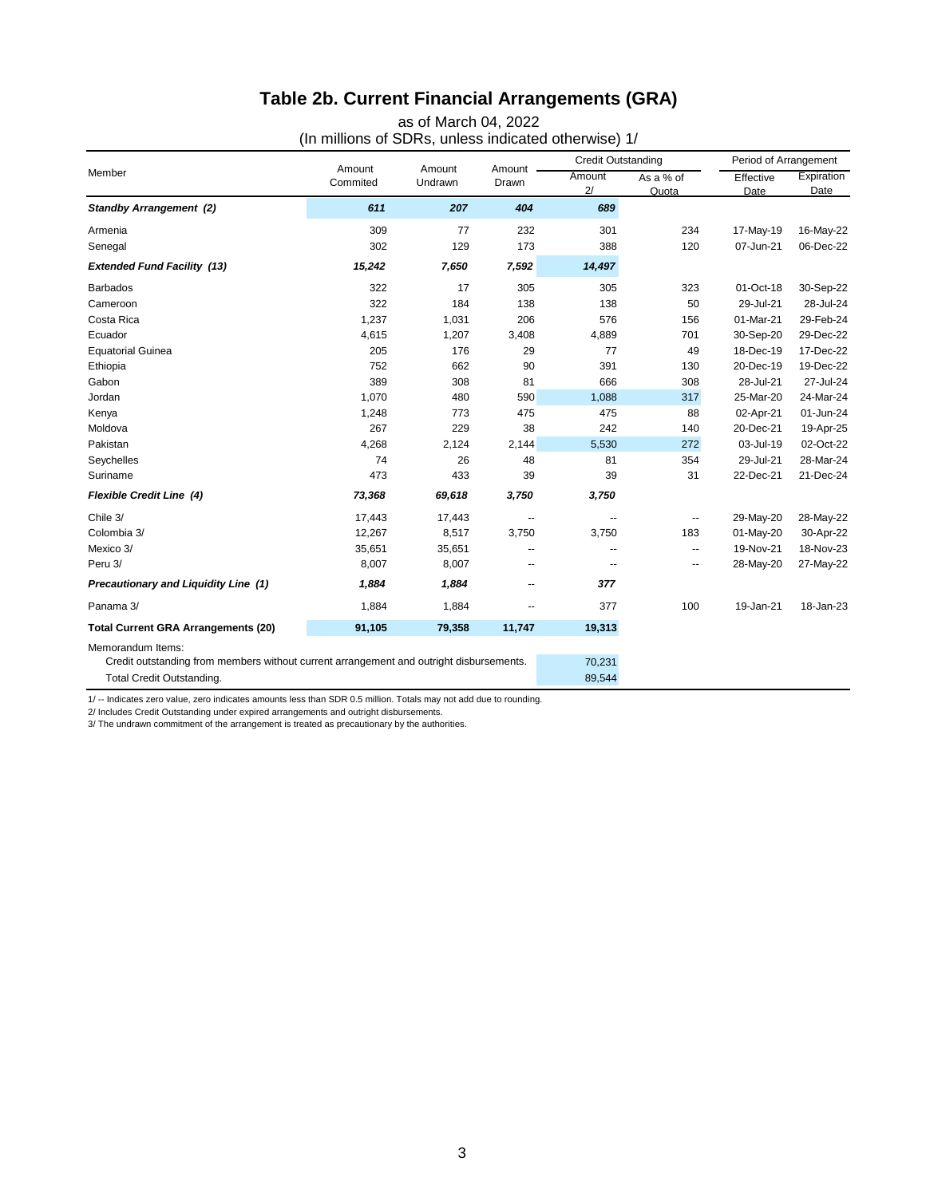## Table 2b. Current Financial Arrangements (GRA)

as of March 04, 2022

(In millions of SDRs, unless indicated otherwise) 1/

| Member | Amount Commited | Amount Undrawn | Amount Drawn | Credit Outstanding | | Period of Arrangement | |
|---|---|---|---|---|---|---|---|
| | | | | Amount 2/ | As a % of Quota | Effective Date | Expiration Date |
| ***Standby Arrangement (2)*** | ***611*** | ***207*** | ***404*** | ***689*** | | | |
| Armenia | 309 | 77 | 232 | 301 | 234 | 17-May-19 | 16-May-22 |
| Senegal | 302 | 129 | 173 | 388 | 120 | 07-Jun-21 | 06-Dec-22 |
| ***Extended Fund Facility (13)*** | ***15,242*** | ***7,650*** | ***7,592*** | ***14,497*** | | | |
| Barbados | 322 | 17 | 305 | 305 | 323 | 01-Oct-18 | 30-Sep-22 |
| Cameroon | 322 | 184 | 138 | 138 | 50 | 29-Jul-21 | 28-Jul-24 |
| Costa Rica | 1,237 | 1,031 | 206 | 576 | 156 | 01-Mar-21 | 29-Feb-24 |
| Ecuador | 4,615 | 1,207 | 3,408 | 4,889 | 701 | 30-Sep-20 | 29-Dec-22 |
| Equatorial Guinea | 205 | 176 | 29 | 77 | 49 | 18-Dec-19 | 17-Dec-22 |
| Ethiopia | 752 | 662 | 90 | 391 | 130 | 20-Dec-19 | 19-Dec-22 |
| Gabon | 389 | 308 | 81 | 666 | 308 | 28-Jul-21 | 27-Jul-24 |
| Jordan | 1,070 | 480 | 590 | 1,088 | 317 | 25-Mar-20 | 24-Mar-24 |
| Kenya | 1,248 | 773 | 475 | 475 | 88 | 02-Apr-21 | 01-Jun-24 |
| Moldova | 267 | 229 | 38 | 242 | 140 | 20-Dec-21 | 19-Apr-25 |
| Pakistan | 4,268 | 2,124 | 2,144 | 5,530 | 272 | 03-Jul-19 | 02-Oct-22 |
| Seychelles | 74 | 26 | 48 | 81 | 354 | 29-Jul-21 | 28-Mar-24 |
| Suriname | 473 | 433 | 39 | 39 | 31 | 22-Dec-21 | 21-Dec-24 |
| ***Flexible Credit Line (4)*** | ***73,368*** | ***69,618*** | ***3,750*** | ***3,750*** | | | |
| Chile 3/ | 17,443 | 17,443 | -- | -- | -- | 29-May-20 | 28-May-22 |
| Colombia 3/ | 12,267 | 8,517 | 3,750 | 3,750 | 183 | 01-May-20 | 30-Apr-22 |
| Mexico 3/ | 35,651 | 35,651 | -- | -- | -- | 19-Nov-21 | 18-Nov-23 |
| Peru 3/ | 8,007 | 8,007 | -- | -- | -- | 28-May-20 | 27-May-22 |
| ***Precautionary and Liquidity Line (1)*** | ***1,884*** | ***1,884*** | -- | ***377*** | | | |
| Panama 3/ | 1,884 | 1,884 | -- | 377 | 100 | 19-Jan-21 | 18-Jan-23 |
| **Total Current GRA Arrangements (20)** | **91,105** | **79,358** | **11,747** | **19,313** | | | |
| Memorandum Items: | | | | | | | |
| Credit outstanding from members without current arrangement and outright disbursements. | | | | 70,231 | | | |
| Total Credit Outstanding. | | | | 89,544 | | | |

1/ -- Indicates zero value, zero indicates amounts less than SDR 0.5 million. Totals may not add due to rounding.

2/ Includes Credit Outstanding under expired arrangements and outright disbursements.

3/ The undrawn commitment of the arrangement is treated as precautionary by the authorities.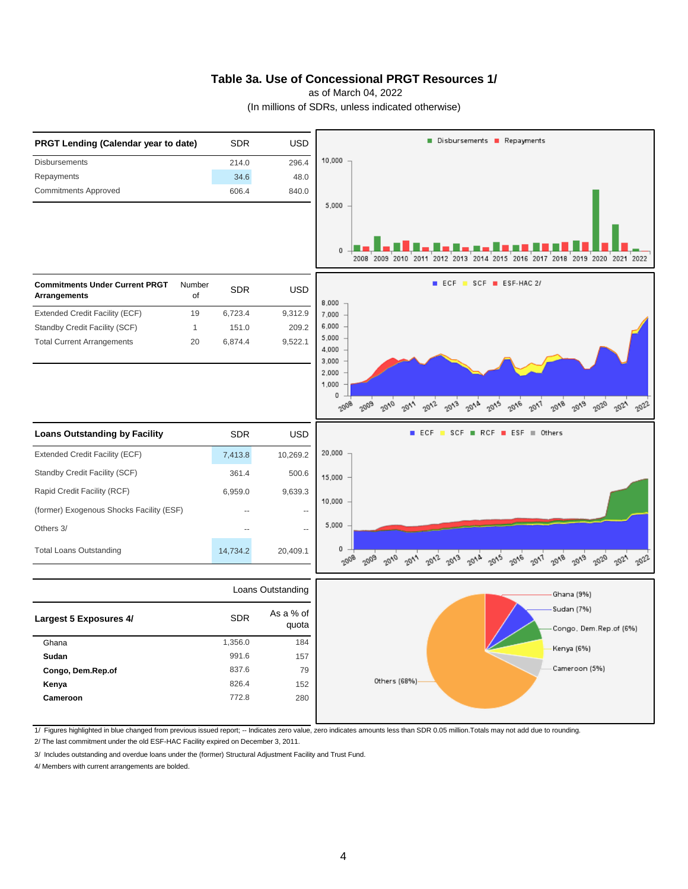# Table 3a. Use of Concessional PRGT Resources 1/

as of March 04, 2022

(In millions of SDRs, unless indicated otherwise)

| PRGT Lending (Calendar year to date) | SDR | USD |
|---|---|---|
| Disbursements | 214.0 | 296.4 |
| Repayments | 34.6 | 48.0 |
| Commitments Approved | 606.4 | 840.0 |

| Commitments Under Current PRGT Arrangements | Number of | SDR | USD |
|---|---|---|---|
| Extended Credit Facility (ECF) | 19 | 6,723.4 | 9,312.9 |
| Standby Credit Facility (SCF) | 1 | 151.0 | 209.2 |
| Total Current Arrangements | 20 | 6,874.4 | 9,522.1 |

| Loans Outstanding by Facility | SDR | USD |
|---|---|---|
| Extended Credit Facility (ECF) | 7,413.8 | 10,269.2 |
| Standby Credit Facility (SCF) | 361.4 | 500.6 |
| Rapid Credit Facility (RCF) | 6,959.0 | 9,639.3 |
| (former) Exogenous Shocks Facility (ESF) | -- | -- |
| Others 3/ | -- | -- |
| Total Loans Outstanding | 14,734.2 | 20,409.1 |

| | Loans Outstanding | |
|---|---|---|
| **Largest 5 Exposures 4/** | **SDR** | **As a % of quota** |
| Ghana | 1,356.0 | 184 |
| **Sudan** | 991.6 | 157 |
| **Congo, Dem.Rep.of** | 837.6 | 79 |
| **Kenya** | 826.4 | 152 |
| **Cameroon** | 772.8 | 280 |

1/ Figures highlighted in blue changed from previous issued report; -- Indicates zero value, zero indicates amounts less than SDR 0.05 million.Totals may not add due to rounding.

2/ The last commitment under the old ESF-HAC Facility expired on December 3, 2011.

3/ Includes outstanding and overdue loans under the (former) Structural Adjustment Facility and Trust Fund.

4/ Members with current arrangements are bolded.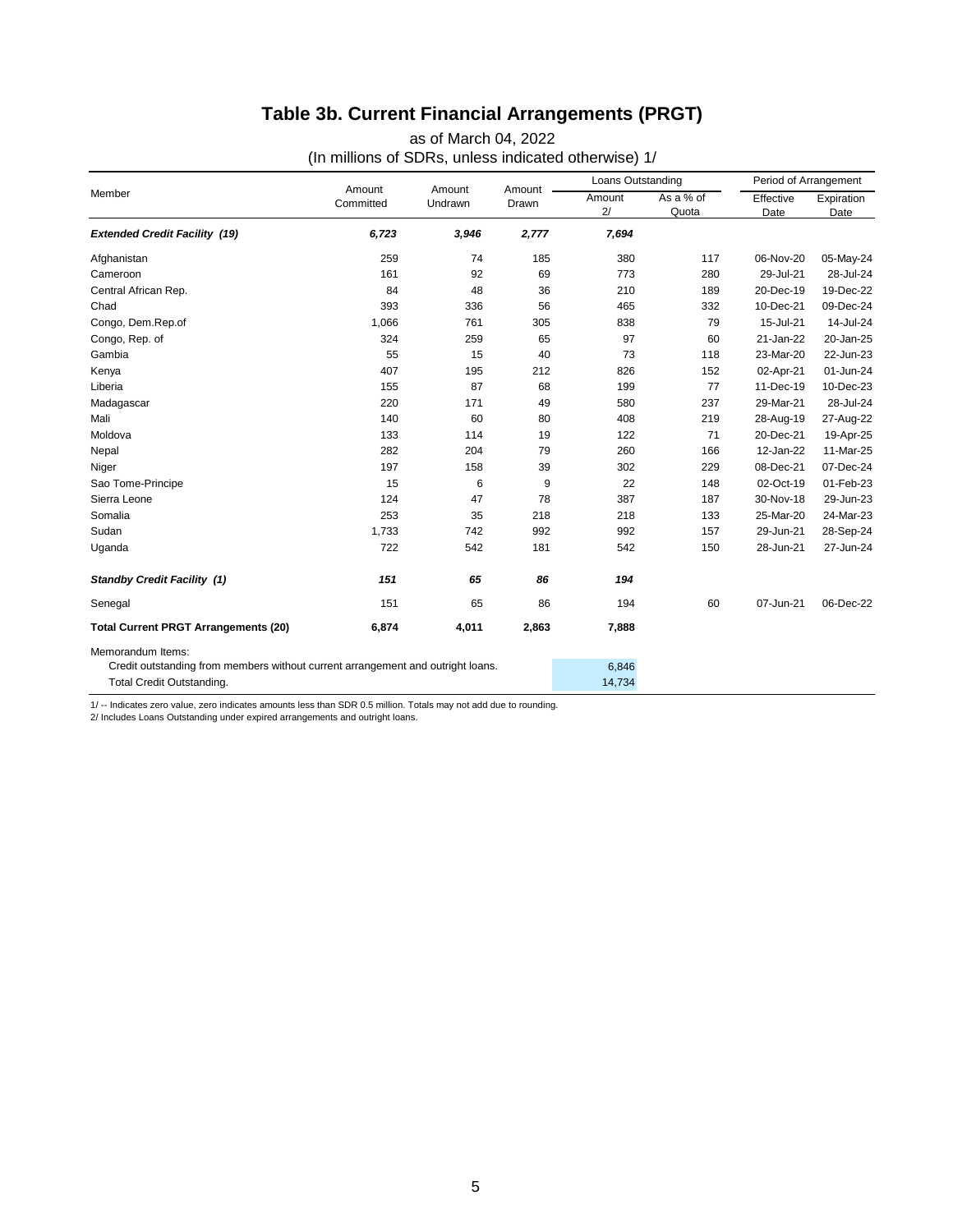# Table 3b. Current Financial Arrangements (PRGT)

as of March 04, 2022

(In millions of SDRs, unless indicated otherwise) 1/

| Member | Amount Committed | Amount Undrawn | Amount Drawn | Loans Outstanding | | Period of Arrangement | |
|---|---|---|---|---|---|---|---|
| | | | | Amount 2/ | As a % of Quota | Effective Date | Expiration Date |
| ***Extended Credit Facility (19)*** | ***6,723*** | ***3,946*** | ***2,777*** | ***7,694*** | | | |
| Afghanistan | 259 | 74 | 185 | 380 | 117 | 06-Nov-20 | 05-May-24 |
| Cameroon | 161 | 92 | 69 | 773 | 280 | 29-Jul-21 | 28-Jul-24 |
| Central African Rep. | 84 | 48 | 36 | 210 | 189 | 20-Dec-19 | 19-Dec-22 |
| Chad | 393 | 336 | 56 | 465 | 332 | 10-Dec-21 | 09-Dec-24 |
| Congo, Dem.Rep.of | 1,066 | 761 | 305 | 838 | 79 | 15-Jul-21 | 14-Jul-24 |
| Congo, Rep. of | 324 | 259 | 65 | 97 | 60 | 21-Jan-22 | 20-Jan-25 |
| Gambia | 55 | 15 | 40 | 73 | 118 | 23-Mar-20 | 22-Jun-23 |
| Kenya | 407 | 195 | 212 | 826 | 152 | 02-Apr-21 | 01-Jun-24 |
| Liberia | 155 | 87 | 68 | 199 | 77 | 11-Dec-19 | 10-Dec-23 |
| Madagascar | 220 | 171 | 49 | 580 | 237 | 29-Mar-21 | 28-Jul-24 |
| Mali | 140 | 60 | 80 | 408 | 219 | 28-Aug-19 | 27-Aug-22 |
| Moldova | 133 | 114 | 19 | 122 | 71 | 20-Dec-21 | 19-Apr-25 |
| Nepal | 282 | 204 | 79 | 260 | 166 | 12-Jan-22 | 11-Mar-25 |
| Niger | 197 | 158 | 39 | 302 | 229 | 08-Dec-21 | 07-Dec-24 |
| Sao Tome-Principe | 15 | 6 | 9 | 22 | 148 | 02-Oct-19 | 01-Feb-23 |
| Sierra Leone | 124 | 47 | 78 | 387 | 187 | 30-Nov-18 | 29-Jun-23 |
| Somalia | 253 | 35 | 218 | 218 | 133 | 25-Mar-20 | 24-Mar-23 |
| Sudan | 1,733 | 742 | 992 | 992 | 157 | 29-Jun-21 | 28-Sep-24 |
| Uganda | 722 | 542 | 181 | 542 | 150 | 28-Jun-21 | 27-Jun-24 |
| ***Standby Credit Facility (1)*** | ***151*** | ***65*** | ***86*** | ***194*** | | | |
| Senegal | 151 | 65 | 86 | 194 | 60 | 07-Jun-21 | 06-Dec-22 |
| **Total Current PRGT Arrangements (20)** | **6,874** | **4,011** | **2,863** | **7,888** | | | |
| Memorandum Items: | | | | | | | |
| Credit outstanding from members without current arrangement and outright loans. | | | | 6,846 | | | |
| Total Credit Outstanding. | | | | 14,734 | | | |

1/ -- Indicates zero value, zero indicates amounts less than SDR 0.5 million. Totals may not add due to rounding.
2/ Includes Loans Outstanding under expired arrangements and outright loans.